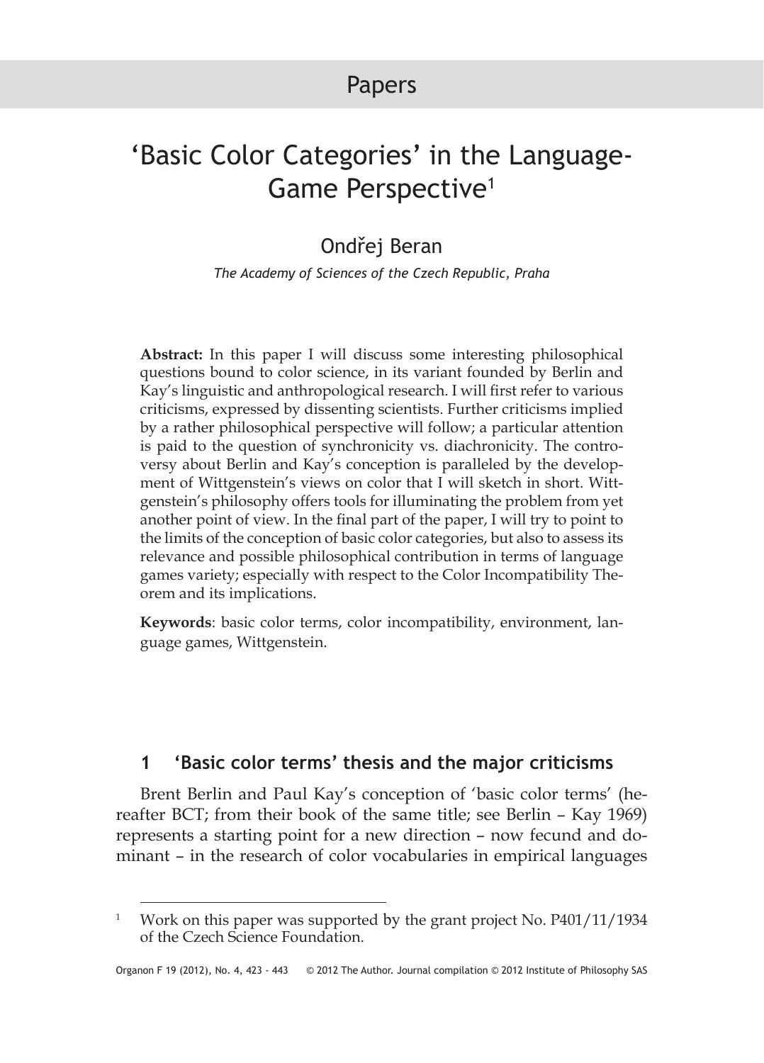Papers

# 'Basic Color Categories' in the Language-Game Perspective[1]

Ondřej Beran

*The Academy of Sciences of the Czech Republic, Praha*

**Abstract:** In this paper I will discuss some interesting philosophical questions bound to color science, in its variant founded by Berlin and Kay's linguistic and anthropological research. I will first refer to various criticisms, expressed by dissenting scientists. Further criticisms implied by a rather philosophical perspective will follow; a particular attention is paid to the question of synchronicity vs. diachronicity. The controversy about Berlin and Kay's conception is paralleled by the development of Wittgenstein's views on color that I will sketch in short. Wittgenstein's philosophy offers tools for illuminating the problem from yet another point of view. In the final part of the paper, I will try to point to the limits of the conception of basic color categories, but also to assess its relevance and possible philosophical contribution in terms of language games variety; especially with respect to the Color Incompatibility Theorem and its implications.

**Keywords**: basic color terms, color incompatibility, environment, language games, Wittgenstein.

## 1 'Basic color terms' thesis and the major criticisms

Brent Berlin and Paul Kay's conception of 'basic color terms' (hereafter BCT; from their book of the same title; see Berlin – Kay 1969) represents a starting point for a new direction – now fecund and dominant – in the research of color vocabularies in empirical languages

---

[1] Work on this paper was supported by the grant project No. P401/11/1934 of the Czech Science Foundation.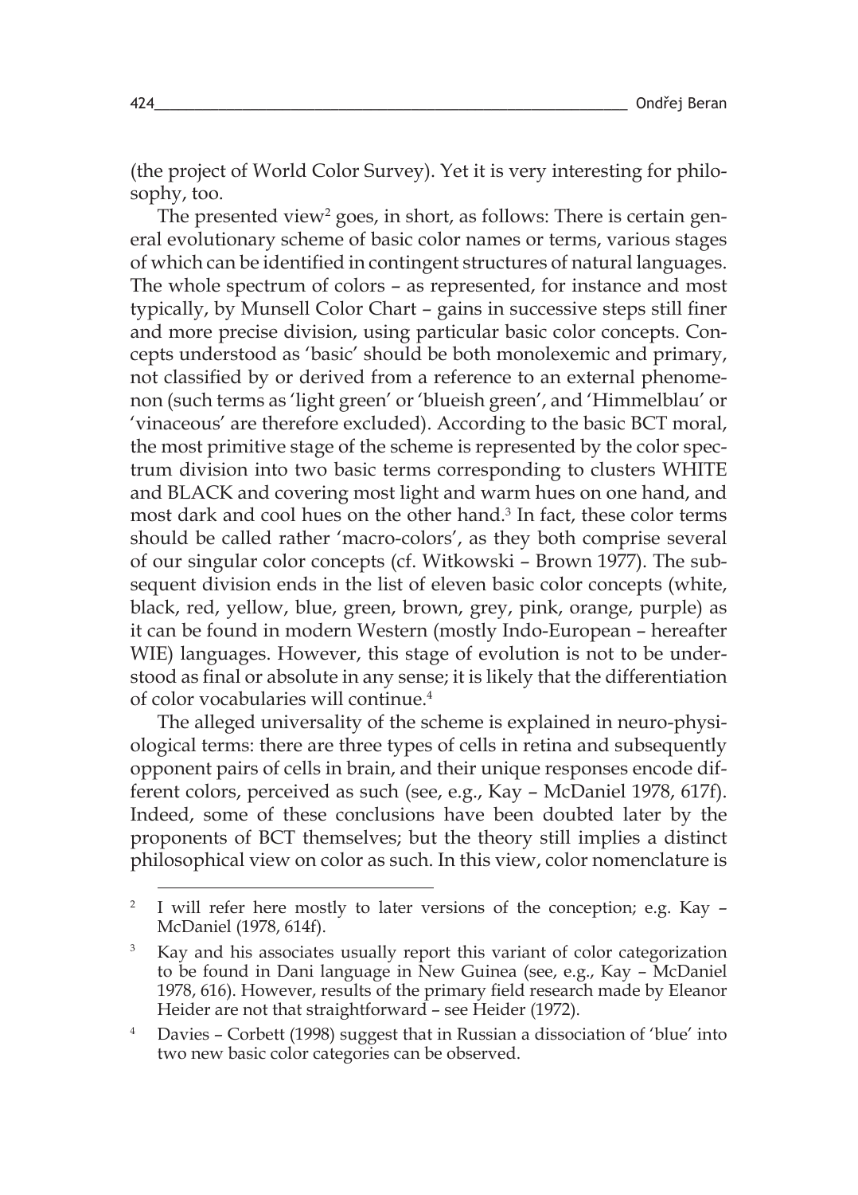(the project of World Color Survey). Yet it is very interesting for philosophy, too.

The presented view[2] goes, in short, as follows: There is certain general evolutionary scheme of basic color names or terms, various stages of which can be identified in contingent structures of natural languages. The whole spectrum of colors – as represented, for instance and most typically, by Munsell Color Chart – gains in successive steps still finer and more precise division, using particular basic color concepts. Concepts understood as 'basic' should be both monolexemic and primary, not classified by or derived from a reference to an external phenomenon (such terms as 'light green' or 'blueish green', and 'Himmelblau' or 'vinaceous' are therefore excluded). According to the basic BCT moral, the most primitive stage of the scheme is represented by the color spectrum division into two basic terms corresponding to clusters WHITE and BLACK and covering most light and warm hues on one hand, and most dark and cool hues on the other hand.[3] In fact, these color terms should be called rather 'macro-colors', as they both comprise several of our singular color concepts (cf. Witkowski – Brown 1977). The subsequent division ends in the list of eleven basic color concepts (white, black, red, yellow, blue, green, brown, grey, pink, orange, purple) as it can be found in modern Western (mostly Indo-European – hereafter WIE) languages. However, this stage of evolution is not to be understood as final or absolute in any sense; it is likely that the differentiation of color vocabularies will continue.[4]

The alleged universality of the scheme is explained in neuro-physiological terms: there are three types of cells in retina and subsequently opponent pairs of cells in brain, and their unique responses encode different colors, perceived as such (see, e.g., Kay – McDaniel 1978, 617f). Indeed, some of these conclusions have been doubted later by the proponents of BCT themselves; but the theory still implies a distinct philosophical view on color as such. In this view, color nomenclature is

---

[2] I will refer here mostly to later versions of the conception; e.g. Kay – McDaniel (1978, 614f).

[3] Kay and his associates usually report this variant of color categorization to be found in Dani language in New Guinea (see, e.g., Kay – McDaniel 1978, 616). However, results of the primary field research made by Eleanor Heider are not that straightforward – see Heider (1972).

[4] Davies – Corbett (1998) suggest that in Russian a dissociation of 'blue' into two new basic color categories can be observed.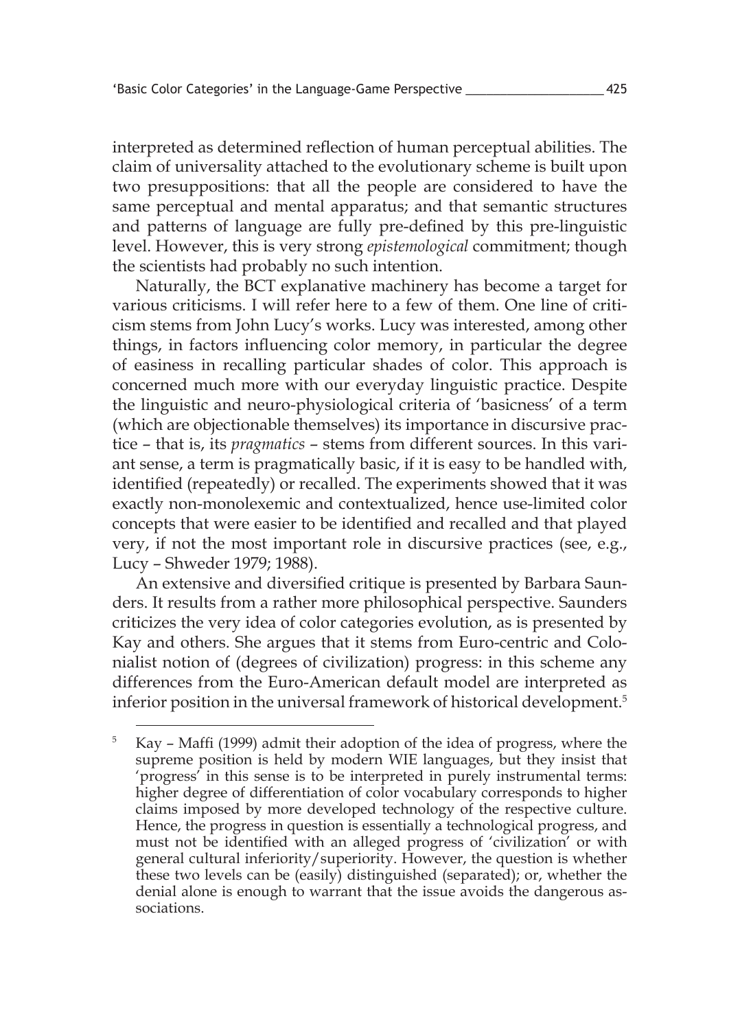interpreted as determined reflection of human perceptual abilities. The claim of universality attached to the evolutionary scheme is built upon two presuppositions: that all the people are considered to have the same perceptual and mental apparatus; and that semantic structures and patterns of language are fully pre-defined by this pre-linguistic level. However, this is very strong *epistemological* commitment; though the scientists had probably no such intention.

Naturally, the BCT explanative machinery has become a target for various criticisms. I will refer here to a few of them. One line of criticism stems from John Lucy's works. Lucy was interested, among other things, in factors influencing color memory, in particular the degree of easiness in recalling particular shades of color. This approach is concerned much more with our everyday linguistic practice. Despite the linguistic and neuro-physiological criteria of 'basicness' of a term (which are objectionable themselves) its importance in discursive practice – that is, its *pragmatics* – stems from different sources. In this variant sense, a term is pragmatically basic, if it is easy to be handled with, identified (repeatedly) or recalled. The experiments showed that it was exactly non-monolexemic and contextualized, hence use-limited color concepts that were easier to be identified and recalled and that played very, if not the most important role in discursive practices (see, e.g., Lucy – Shweder 1979; 1988).

An extensive and diversified critique is presented by Barbara Saunders. It results from a rather more philosophical perspective. Saunders criticizes the very idea of color categories evolution, as is presented by Kay and others. She argues that it stems from Euro-centric and Colonialist notion of (degrees of civilization) progress: in this scheme any differences from the Euro-American default model are interpreted as inferior position in the universal framework of historical development.[5]

---

[5] Kay – Maffi (1999) admit their adoption of the idea of progress, where the supreme position is held by modern WIE languages, but they insist that 'progress' in this sense is to be interpreted in purely instrumental terms: higher degree of differentiation of color vocabulary corresponds to higher claims imposed by more developed technology of the respective culture. Hence, the progress in question is essentially a technological progress, and must not be identified with an alleged progress of 'civilization' or with general cultural inferiority/superiority. However, the question is whether these two levels can be (easily) distinguished (separated); or, whether the denial alone is enough to warrant that the issue avoids the dangerous associations.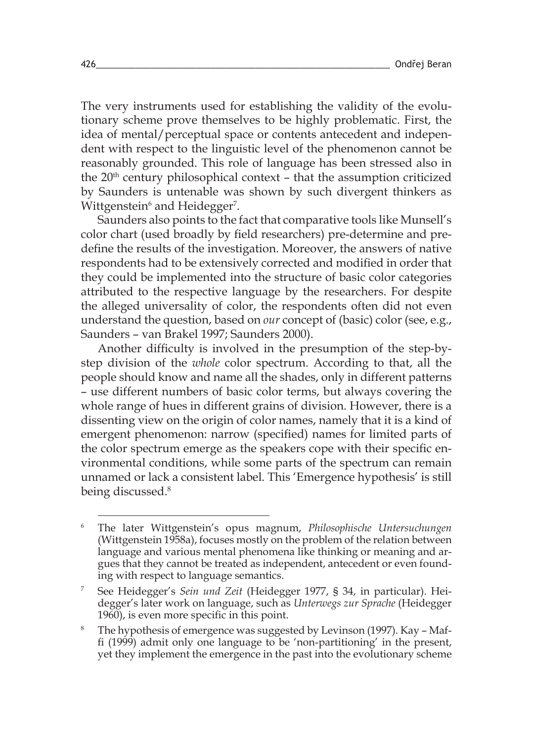The very instruments used for establishing the validity of the evolutionary scheme prove themselves to be highly problematic. First, the idea of mental/perceptual space or contents antecedent and independent with respect to the linguistic level of the phenomenon cannot be reasonably grounded. This role of language has been stressed also in the 20th century philosophical context – that the assumption criticized by Saunders is untenable was shown by such divergent thinkers as Wittgenstein[6] and Heidegger[7].

Saunders also points to the fact that comparative tools like Munsell's color chart (used broadly by field researchers) pre-determine and predefine the results of the investigation. Moreover, the answers of native respondents had to be extensively corrected and modified in order that they could be implemented into the structure of basic color categories attributed to the respective language by the researchers. For despite the alleged universality of color, the respondents often did not even understand the question, based on *our* concept of (basic) color (see, e.g., Saunders – van Brakel 1997; Saunders 2000).

Another difficulty is involved in the presumption of the step-by-step division of the *whole* color spectrum. According to that, all the people should know and name all the shades, only in different patterns – use different numbers of basic color terms, but always covering the whole range of hues in different grains of division. However, there is a dissenting view on the origin of color names, namely that it is a kind of emergent phenomenon: narrow (specified) names for limited parts of the color spectrum emerge as the speakers cope with their specific environmental conditions, while some parts of the spectrum can remain unnamed or lack a consistent label. This 'Emergence hypothesis' is still being discussed.[8]

---

[6] The later Wittgenstein's opus magnum, *Philosophische Untersuchungen* (Wittgenstein 1958a), focuses mostly on the problem of the relation between language and various mental phenomena like thinking or meaning and argues that they cannot be treated as independent, antecedent or even founding with respect to language semantics.

[7] See Heidegger's *Sein und Zeit* (Heidegger 1977, § 34, in particular). Heidegger's later work on language, such as *Unterwegs zur Sprache* (Heidegger 1960), is even more specific in this point.

[8] The hypothesis of emergence was suggested by Levinson (1997). Kay – Maffi (1999) admit only one language to be 'non-partitioning' in the present, yet they implement the emergence in the past into the evolutionary scheme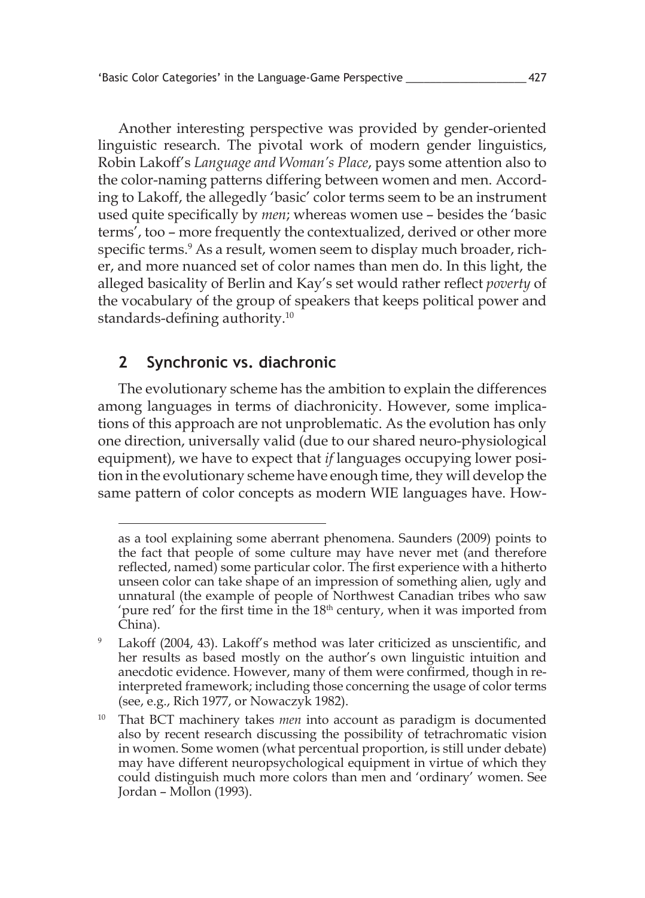Another interesting perspective was provided by gender-oriented linguistic research. The pivotal work of modern gender linguistics, Robin Lakoff's *Language and Woman's Place*, pays some attention also to the color-naming patterns differing between women and men. According to Lakoff, the allegedly 'basic' color terms seem to be an instrument used quite specifically by *men*; whereas women use – besides the 'basic terms', too – more frequently the contextualized, derived or other more specific terms.[9] As a result, women seem to display much broader, richer, and more nuanced set of color names than men do. In this light, the alleged basicality of Berlin and Kay's set would rather reflect *poverty* of the vocabulary of the group of speakers that keeps political power and standards-defining authority.[10]

## 2 Synchronic vs. diachronic

The evolutionary scheme has the ambition to explain the differences among languages in terms of diachronicity. However, some implications of this approach are not unproblematic. As the evolution has only one direction, universally valid (due to our shared neuro-physiological equipment), we have to expect that *if* languages occupying lower position in the evolutionary scheme have enough time, they will develop the same pattern of color concepts as modern WIE languages have. How-

---

as a tool explaining some aberrant phenomena. Saunders (2009) points to the fact that people of some culture may have never met (and therefore reflected, named) some particular color. The first experience with a hitherto unseen color can take shape of an impression of something alien, ugly and unnatural (the example of people of Northwest Canadian tribes who saw 'pure red' for the first time in the 18th century, when it was imported from China).

[9] Lakoff (2004, 43). Lakoff's method was later criticized as unscientific, and her results as based mostly on the author's own linguistic intuition and anecdotic evidence. However, many of them were confirmed, though in reinterpreted framework; including those concerning the usage of color terms (see, e.g., Rich 1977, or Nowaczyk 1982).

[10] That BCT machinery takes *men* into account as paradigm is documented also by recent research discussing the possibility of tetrachromatic vision in women. Some women (what percentual proportion, is still under debate) may have different neuropsychological equipment in virtue of which they could distinguish much more colors than men and 'ordinary' women. See Jordan – Mollon (1993).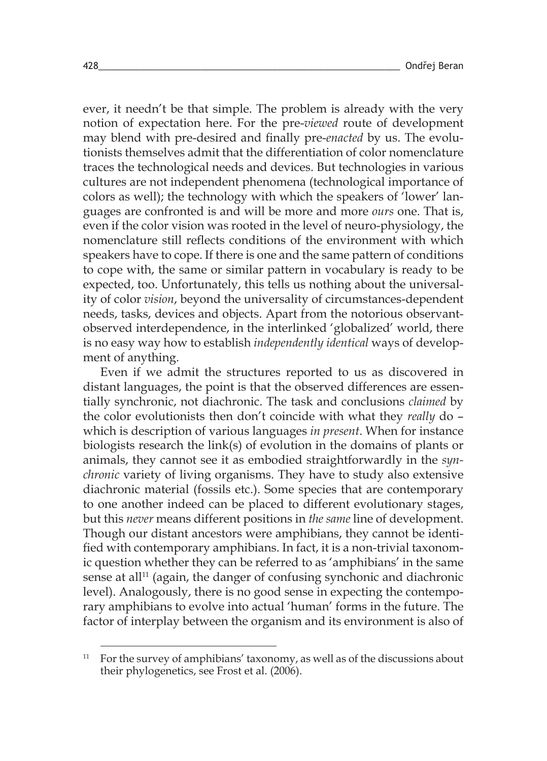ever, it needn't be that simple. The problem is already with the very notion of expectation here. For the pre-*viewed* route of development may blend with pre-desired and finally pre-*enacted* by us. The evolutionists themselves admit that the differentiation of color nomenclature traces the technological needs and devices. But technologies in various cultures are not independent phenomena (technological importance of colors as well); the technology with which the speakers of 'lower' languages are confronted is and will be more and more *ours* one. That is, even if the color vision was rooted in the level of neuro-physiology, the nomenclature still reflects conditions of the environment with which speakers have to cope. If there is one and the same pattern of conditions to cope with, the same or similar pattern in vocabulary is ready to be expected, too. Unfortunately, this tells us nothing about the universality of color *vision*, beyond the universality of circumstances-dependent needs, tasks, devices and objects. Apart from the notorious observant-observed interdependence, in the interlinked 'globalized' world, there is no easy way how to establish *independently identical* ways of development of anything.

Even if we admit the structures reported to us as discovered in distant languages, the point is that the observed differences are essentially synchronic, not diachronic. The task and conclusions *claimed* by the color evolutionists then don't coincide with what they *really* do – which is description of various languages *in present*. When for instance biologists research the link(s) of evolution in the domains of plants or animals, they cannot see it as embodied straightforwardly in the *synchronic* variety of living organisms. They have to study also extensive diachronic material (fossils etc.). Some species that are contemporary to one another indeed can be placed to different evolutionary stages, but this *never* means different positions in *the same* line of development. Though our distant ancestors were amphibians, they cannot be identified with contemporary amphibians. In fact, it is a non-trivial taxonomic question whether they can be referred to as 'amphibians' in the same sense at all[11] (again, the danger of confusing synchonic and diachronic level). Analogously, there is no good sense in expecting the contemporary amphibians to evolve into actual 'human' forms in the future. The factor of interplay between the organism and its environment is also of

[11] For the survey of amphibians' taxonomy, as well as of the discussions about their phylogenetics, see Frost et al. (2006).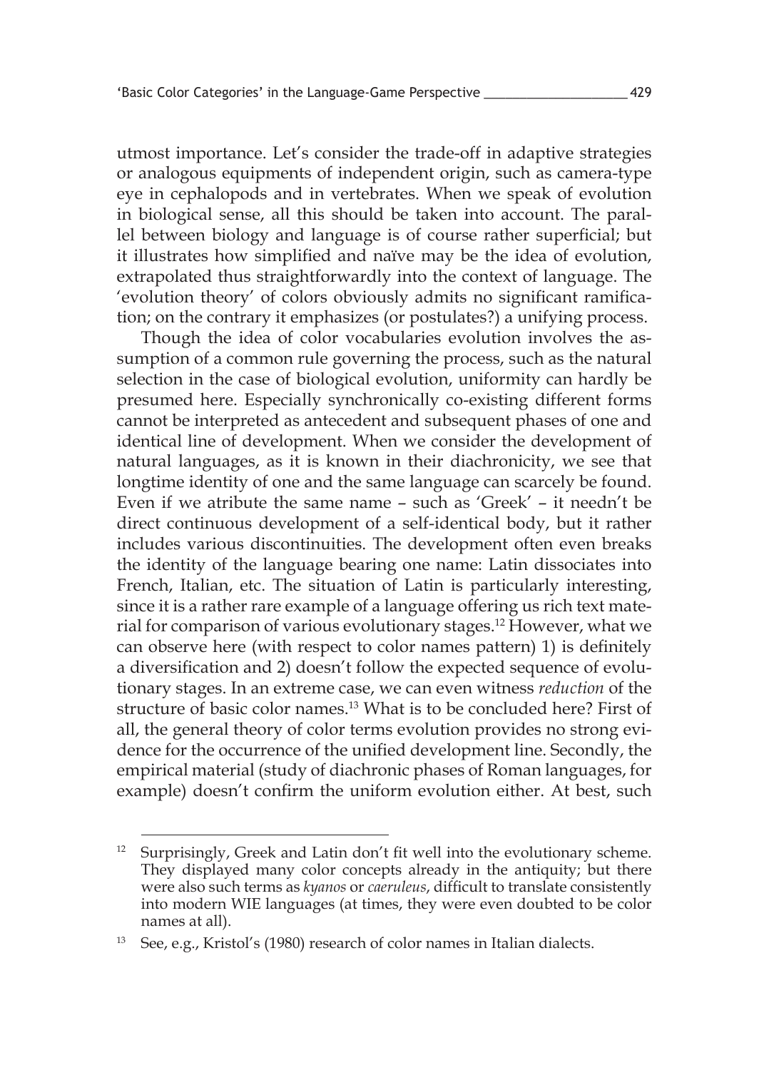utmost importance. Let's consider the trade-off in adaptive strategies or analogous equipments of independent origin, such as camera-type eye in cephalopods and in vertebrates. When we speak of evolution in biological sense, all this should be taken into account. The parallel between biology and language is of course rather superficial; but it illustrates how simplified and naïve may be the idea of evolution, extrapolated thus straightforwardly into the context of language. The 'evolution theory' of colors obviously admits no significant ramification; on the contrary it emphasizes (or postulates?) a unifying process.

Though the idea of color vocabularies evolution involves the assumption of a common rule governing the process, such as the natural selection in the case of biological evolution, uniformity can hardly be presumed here. Especially synchronically co-existing different forms cannot be interpreted as antecedent and subsequent phases of one and identical line of development. When we consider the development of natural languages, as it is known in their diachronicity, we see that longtime identity of one and the same language can scarcely be found. Even if we atribute the same name – such as 'Greek' – it needn't be direct continuous development of a self-identical body, but it rather includes various discontinuities. The development often even breaks the identity of the language bearing one name: Latin dissociates into French, Italian, etc. The situation of Latin is particularly interesting, since it is a rather rare example of a language offering us rich text material for comparison of various evolutionary stages.[12] However, what we can observe here (with respect to color names pattern) 1) is definitely a diversification and 2) doesn't follow the expected sequence of evolutionary stages. In an extreme case, we can even witness *reduction* of the structure of basic color names.[13] What is to be concluded here? First of all, the general theory of color terms evolution provides no strong evidence for the occurrence of the unified development line. Secondly, the empirical material (study of diachronic phases of Roman languages, for example) doesn't confirm the uniform evolution either. At best, such

---

[12] Surprisingly, Greek and Latin don't fit well into the evolutionary scheme. They displayed many color concepts already in the antiquity; but there were also such terms as *kyanos* or *caeruleus*, difficult to translate consistently into modern WIE languages (at times, they were even doubted to be color names at all).

[13] See, e.g., Kristol's (1980) research of color names in Italian dialects.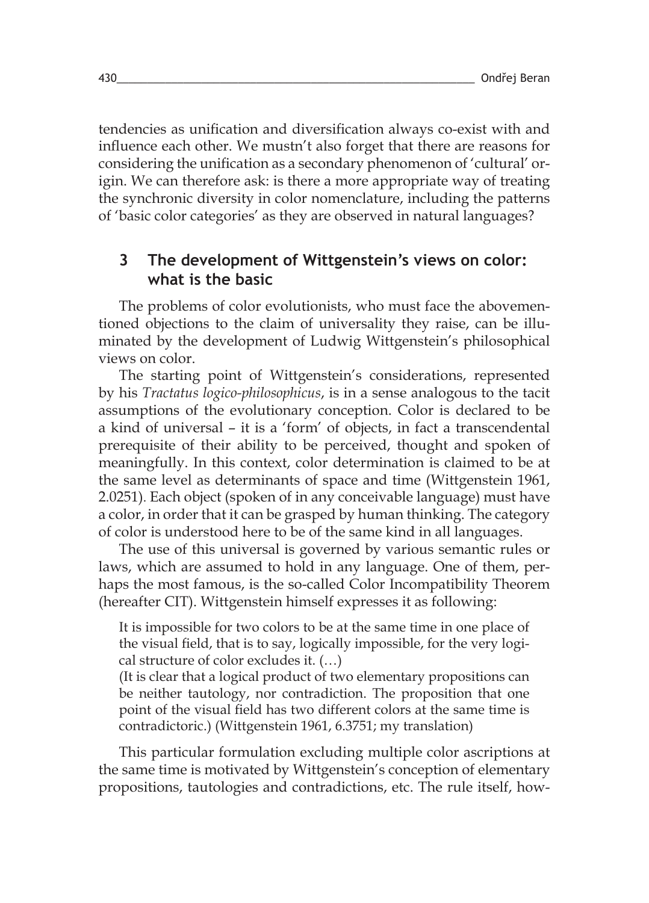tendencies as unification and diversification always co-exist with and influence each other. We mustn't also forget that there are reasons for considering the unification as a secondary phenomenon of 'cultural' origin. We can therefore ask: is there a more appropriate way of treating the synchronic diversity in color nomenclature, including the patterns of 'basic color categories' as they are observed in natural languages?

## 3 The development of Wittgenstein's views on color: what is the basic

The problems of color evolutionists, who must face the abovementioned objections to the claim of universality they raise, can be illuminated by the development of Ludwig Wittgenstein's philosophical views on color.

The starting point of Wittgenstein's considerations, represented by his *Tractatus logico-philosophicus*, is in a sense analogous to the tacit assumptions of the evolutionary conception. Color is declared to be a kind of universal – it is a 'form' of objects, in fact a transcendental prerequisite of their ability to be perceived, thought and spoken of meaningfully. In this context, color determination is claimed to be at the same level as determinants of space and time (Wittgenstein 1961, 2.0251). Each object (spoken of in any conceivable language) must have a color, in order that it can be grasped by human thinking. The category of color is understood here to be of the same kind in all languages.

The use of this universal is governed by various semantic rules or laws, which are assumed to hold in any language. One of them, perhaps the most famous, is the so-called Color Incompatibility Theorem (hereafter CIT). Wittgenstein himself expresses it as following:

> It is impossible for two colors to be at the same time in one place of the visual field, that is to say, logically impossible, for the very logical structure of color excludes it. (…)
>
> (It is clear that a logical product of two elementary propositions can be neither tautology, nor contradiction. The proposition that one point of the visual field has two different colors at the same time is contradictoric.) (Wittgenstein 1961, 6.3751; my translation)

This particular formulation excluding multiple color ascriptions at the same time is motivated by Wittgenstein's conception of elementary propositions, tautologies and contradictions, etc. The rule itself, how-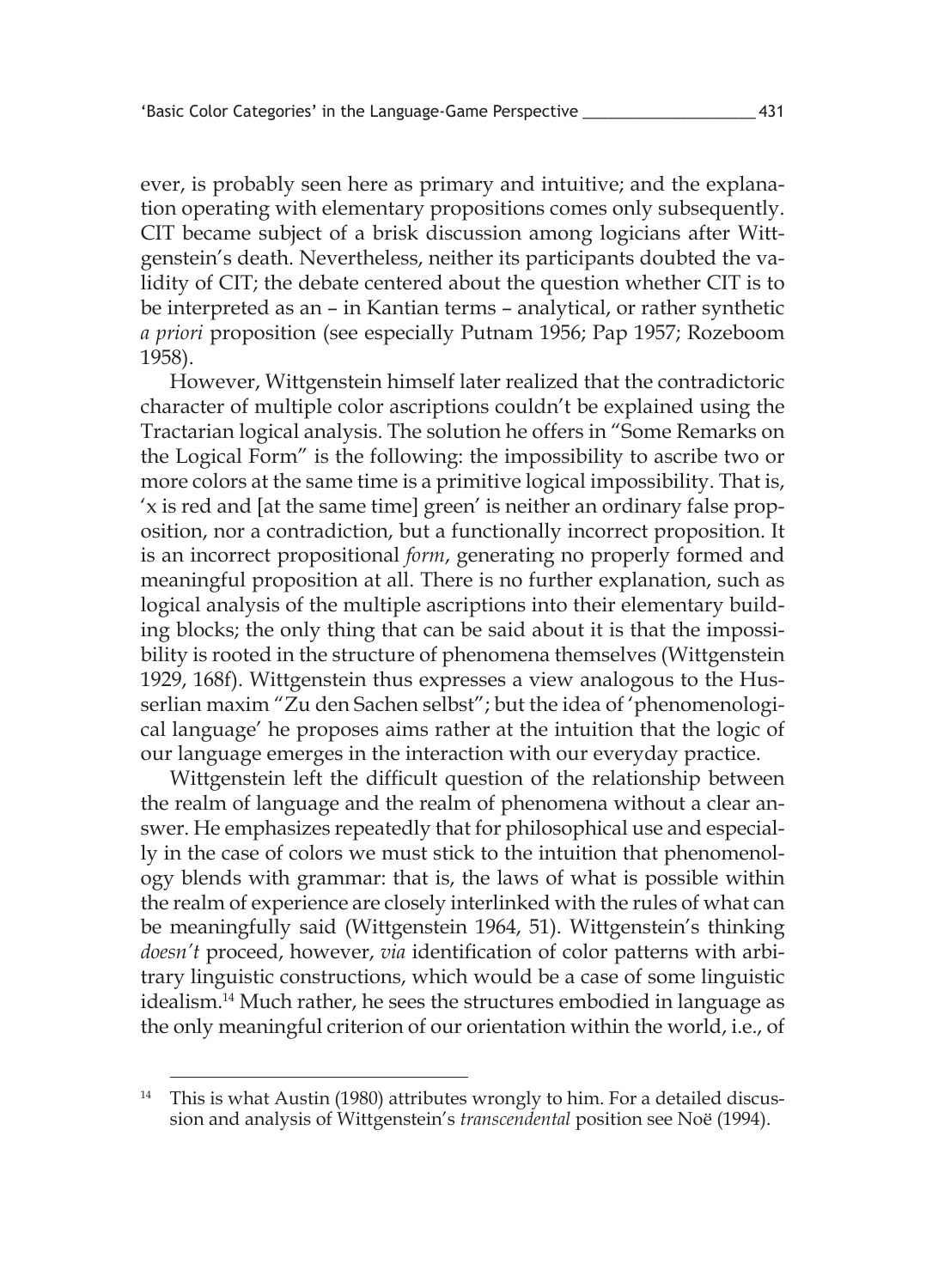ever, is probably seen here as primary and intuitive; and the explanation operating with elementary propositions comes only subsequently. CIT became subject of a brisk discussion among logicians after Wittgenstein's death. Nevertheless, neither its participants doubted the validity of CIT; the debate centered about the question whether CIT is to be interpreted as an – in Kantian terms – analytical, or rather synthetic *a priori* proposition (see especially Putnam 1956; Pap 1957; Rozeboom 1958).

However, Wittgenstein himself later realized that the contradictoric character of multiple color ascriptions couldn't be explained using the Tractarian logical analysis. The solution he offers in "Some Remarks on the Logical Form" is the following: the impossibility to ascribe two or more colors at the same time is a primitive logical impossibility. That is, 'x is red and [at the same time] green' is neither an ordinary false proposition, nor a contradiction, but a functionally incorrect proposition. It is an incorrect propositional *form*, generating no properly formed and meaningful proposition at all. There is no further explanation, such as logical analysis of the multiple ascriptions into their elementary building blocks; the only thing that can be said about it is that the impossibility is rooted in the structure of phenomena themselves (Wittgenstein 1929, 168f). Wittgenstein thus expresses a view analogous to the Husserlian maxim "Zu den Sachen selbst"; but the idea of 'phenomenological language' he proposes aims rather at the intuition that the logic of our language emerges in the interaction with our everyday practice.

Wittgenstein left the difficult question of the relationship between the realm of language and the realm of phenomena without a clear answer. He emphasizes repeatedly that for philosophical use and especially in the case of colors we must stick to the intuition that phenomenology blends with grammar: that is, the laws of what is possible within the realm of experience are closely interlinked with the rules of what can be meaningfully said (Wittgenstein 1964, 51). Wittgenstein's thinking *doesn't* proceed, however, *via* identification of color patterns with arbitrary linguistic constructions, which would be a case of some linguistic idealism.[14] Much rather, he sees the structures embodied in language as the only meaningful criterion of our orientation within the world, i.e., of

[14] This is what Austin (1980) attributes wrongly to him. For a detailed discussion and analysis of Wittgenstein's *transcendental* position see Noë (1994).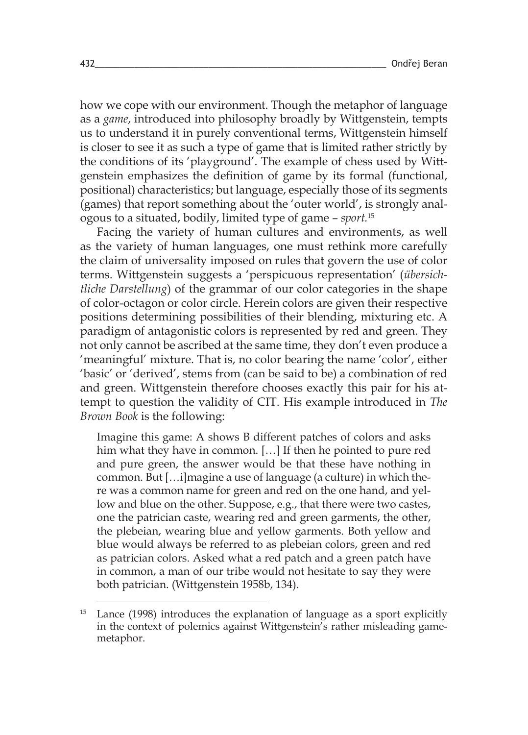how we cope with our environment. Though the metaphor of language as a *game*, introduced into philosophy broadly by Wittgenstein, tempts us to understand it in purely conventional terms, Wittgenstein himself is closer to see it as such a type of game that is limited rather strictly by the conditions of its 'playground'. The example of chess used by Wittgenstein emphasizes the definition of game by its formal (functional, positional) characteristics; but language, especially those of its segments (games) that report something about the 'outer world', is strongly analogous to a situated, bodily, limited type of game – *sport*.[15]

Facing the variety of human cultures and environments, as well as the variety of human languages, one must rethink more carefully the claim of universality imposed on rules that govern the use of color terms. Wittgenstein suggests a 'perspicuous representation' (*übersichtliche Darstellung*) of the grammar of our color categories in the shape of color-octagon or color circle. Herein colors are given their respective positions determining possibilities of their blending, mixturing etc. A paradigm of antagonistic colors is represented by red and green. They not only cannot be ascribed at the same time, they don't even produce a 'meaningful' mixture. That is, no color bearing the name 'color', either 'basic' or 'derived', stems from (can be said to be) a combination of red and green. Wittgenstein therefore chooses exactly this pair for his attempt to question the validity of CIT. His example introduced in *The Brown Book* is the following:

> Imagine this game: A shows B different patches of colors and asks him what they have in common. […] If then he pointed to pure red and pure green, the answer would be that these have nothing in common. But […i]magine a use of language (a culture) in which there was a common name for green and red on the one hand, and yellow and blue on the other. Suppose, e.g., that there were two castes, one the patrician caste, wearing red and green garments, the other, the plebeian, wearing blue and yellow garments. Both yellow and blue would always be referred to as plebeian colors, green and red as patrician colors. Asked what a red patch and a green patch have in common, a man of our tribe would not hesitate to say they were both patrician. (Wittgenstein 1958b, 134).

---

[15] Lance (1998) introduces the explanation of language as a sport explicitly in the context of polemics against Wittgenstein's rather misleading game-metaphor.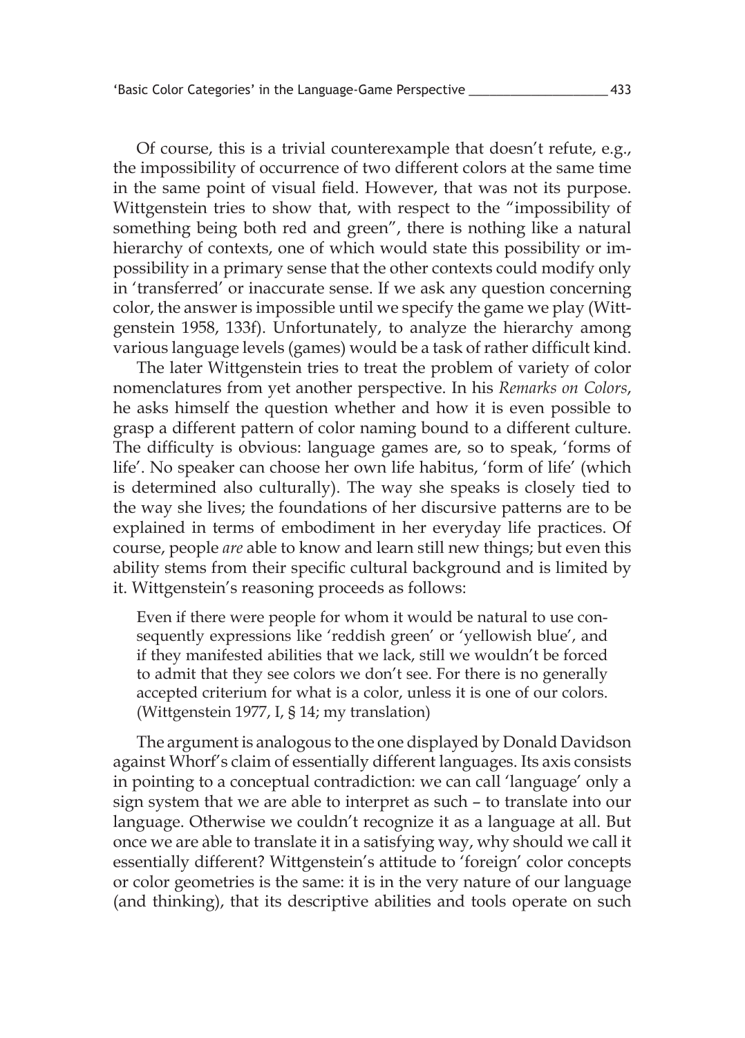Of course, this is a trivial counterexample that doesn't refute, e.g., the impossibility of occurrence of two different colors at the same time in the same point of visual field. However, that was not its purpose. Wittgenstein tries to show that, with respect to the "impossibility of something being both red and green", there is nothing like a natural hierarchy of contexts, one of which would state this possibility or impossibility in a primary sense that the other contexts could modify only in 'transferred' or inaccurate sense. If we ask any question concerning color, the answer is impossible until we specify the game we play (Wittgenstein 1958, 133f). Unfortunately, to analyze the hierarchy among various language levels (games) would be a task of rather difficult kind.

The later Wittgenstein tries to treat the problem of variety of color nomenclatures from yet another perspective. In his *Remarks on Colors*, he asks himself the question whether and how it is even possible to grasp a different pattern of color naming bound to a different culture. The difficulty is obvious: language games are, so to speak, 'forms of life'. No speaker can choose her own life habitus, 'form of life' (which is determined also culturally). The way she speaks is closely tied to the way she lives; the foundations of her discursive patterns are to be explained in terms of embodiment in her everyday life practices. Of course, people *are* able to know and learn still new things; but even this ability stems from their specific cultural background and is limited by it. Wittgenstein's reasoning proceeds as follows:

> Even if there were people for whom it would be natural to use consequently expressions like 'reddish green' or 'yellowish blue', and if they manifested abilities that we lack, still we wouldn't be forced to admit that they see colors we don't see. For there is no generally accepted criterium for what is a color, unless it is one of our colors. (Wittgenstein 1977, I, § 14; my translation)

The argument is analogous to the one displayed by Donald Davidson against Whorf's claim of essentially different languages. Its axis consists in pointing to a conceptual contradiction: we can call 'language' only a sign system that we are able to interpret as such – to translate into our language. Otherwise we couldn't recognize it as a language at all. But once we are able to translate it in a satisfying way, why should we call it essentially different? Wittgenstein's attitude to 'foreign' color concepts or color geometries is the same: it is in the very nature of our language (and thinking), that its descriptive abilities and tools operate on such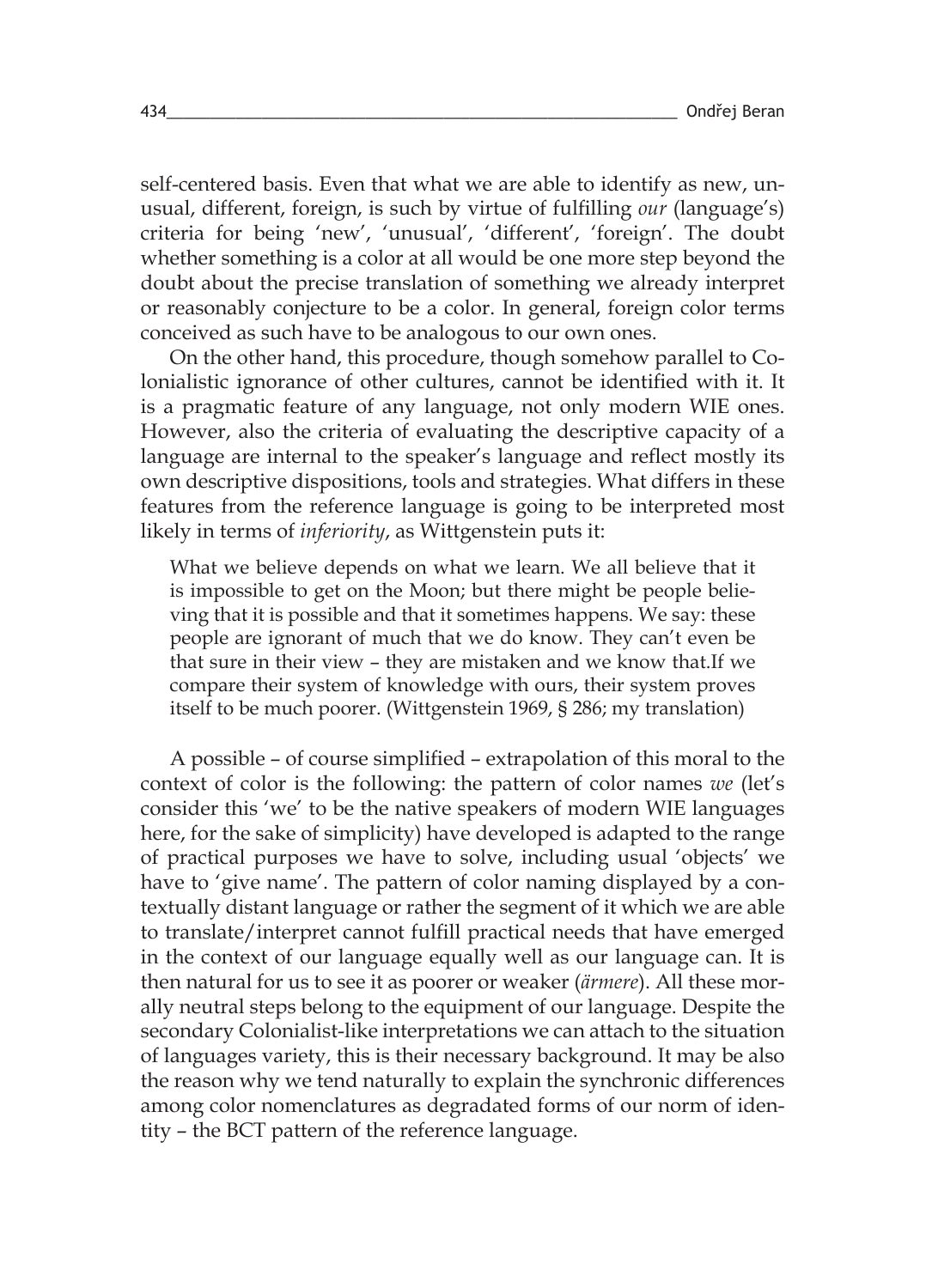self-centered basis. Even that what we are able to identify as new, unusual, different, foreign, is such by virtue of fulfilling *our* (language's) criteria for being 'new', 'unusual', 'different', 'foreign'. The doubt whether something is a color at all would be one more step beyond the doubt about the precise translation of something we already interpret or reasonably conjecture to be a color. In general, foreign color terms conceived as such have to be analogous to our own ones.

On the other hand, this procedure, though somehow parallel to Colonialistic ignorance of other cultures, cannot be identified with it. It is a pragmatic feature of any language, not only modern WIE ones. However, also the criteria of evaluating the descriptive capacity of a language are internal to the speaker's language and reflect mostly its own descriptive dispositions, tools and strategies. What differs in these features from the reference language is going to be interpreted most likely in terms of *inferiority*, as Wittgenstein puts it:

> What we believe depends on what we learn. We all believe that it is impossible to get on the Moon; but there might be people believing that it is possible and that it sometimes happens. We say: these people are ignorant of much that we do know. They can't even be that sure in their view – they are mistaken and we know that.If we compare their system of knowledge with ours, their system proves itself to be much poorer. (Wittgenstein 1969, § 286; my translation)

A possible – of course simplified – extrapolation of this moral to the context of color is the following: the pattern of color names *we* (let's consider this 'we' to be the native speakers of modern WIE languages here, for the sake of simplicity) have developed is adapted to the range of practical purposes we have to solve, including usual 'objects' we have to 'give name'. The pattern of color naming displayed by a contextually distant language or rather the segment of it which we are able to translate/interpret cannot fulfill practical needs that have emerged in the context of our language equally well as our language can. It is then natural for us to see it as poorer or weaker (*ärmere*). All these morally neutral steps belong to the equipment of our language. Despite the secondary Colonialist-like interpretations we can attach to the situation of languages variety, this is their necessary background. It may be also the reason why we tend naturally to explain the synchronic differences among color nomenclatures as degradated forms of our norm of identity – the BCT pattern of the reference language.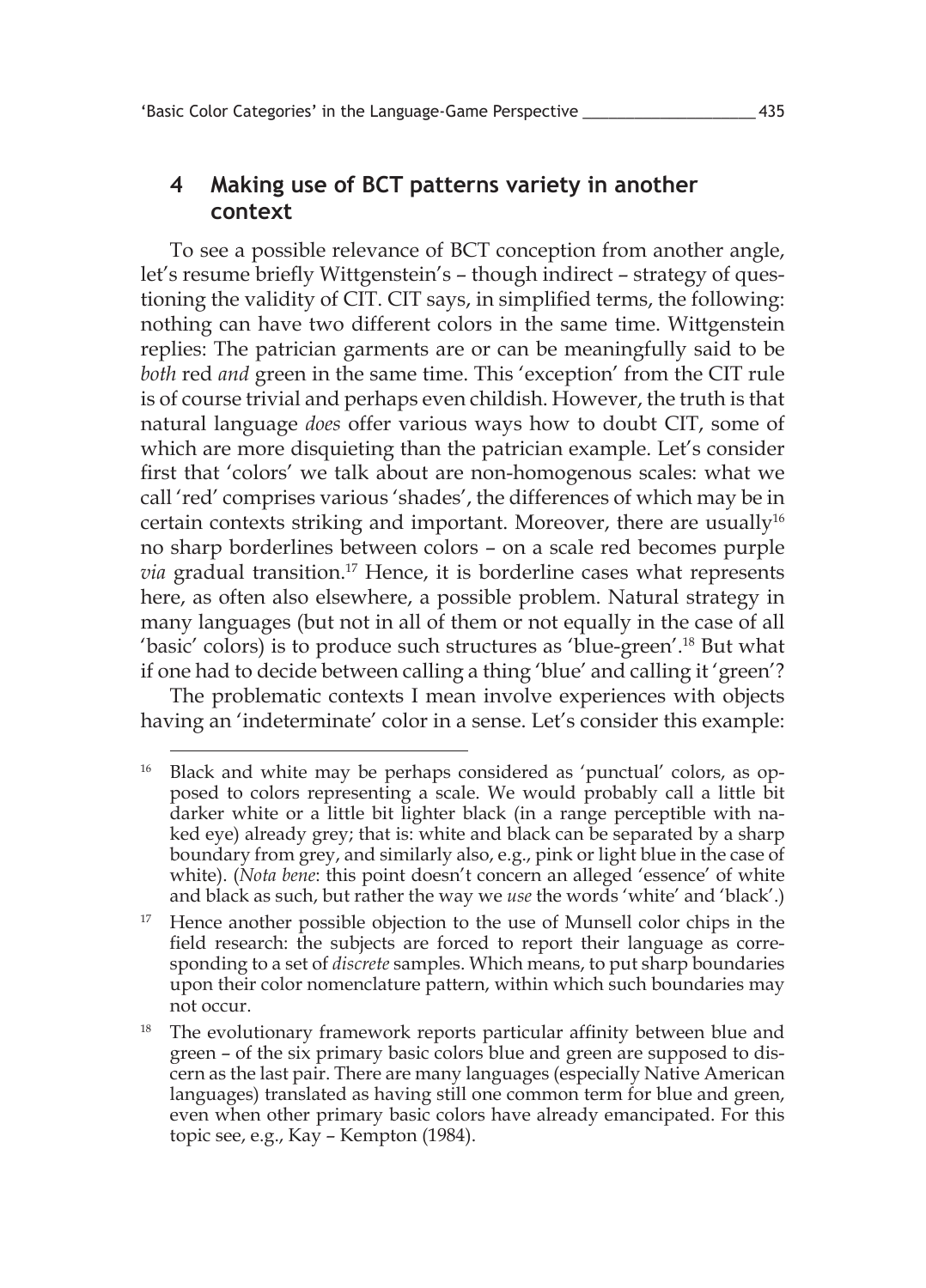## 4 Making use of BCT patterns variety in another context

To see a possible relevance of BCT conception from another angle, let's resume briefly Wittgenstein's – though indirect – strategy of questioning the validity of CIT. CIT says, in simplified terms, the following: nothing can have two different colors in the same time. Wittgenstein replies: The patrician garments are or can be meaningfully said to be *both* red *and* green in the same time. This 'exception' from the CIT rule is of course trivial and perhaps even childish. However, the truth is that natural language *does* offer various ways how to doubt CIT, some of which are more disquieting than the patrician example. Let's consider first that 'colors' we talk about are non-homogenous scales: what we call 'red' comprises various 'shades', the differences of which may be in certain contexts striking and important. Moreover, there are usually[16] no sharp borderlines between colors – on a scale red becomes purple *via* gradual transition.[17] Hence, it is borderline cases what represents here, as often also elsewhere, a possible problem. Natural strategy in many languages (but not in all of them or not equally in the case of all 'basic' colors) is to produce such structures as 'blue-green'.[18] But what if one had to decide between calling a thing 'blue' and calling it 'green'?

The problematic contexts I mean involve experiences with objects having an 'indeterminate' color in a sense. Let's consider this example:

[16] Black and white may be perhaps considered as 'punctual' colors, as opposed to colors representing a scale. We would probably call a little bit darker white or a little bit lighter black (in a range perceptible with naked eye) already grey; that is: white and black can be separated by a sharp boundary from grey, and similarly also, e.g., pink or light blue in the case of white). (*Nota bene*: this point doesn't concern an alleged 'essence' of white and black as such, but rather the way we *use* the words 'white' and 'black'.)

[17] Hence another possible objection to the use of Munsell color chips in the field research: the subjects are forced to report their language as corresponding to a set of *discrete* samples. Which means, to put sharp boundaries upon their color nomenclature pattern, within which such boundaries may not occur.

[18] The evolutionary framework reports particular affinity between blue and green – of the six primary basic colors blue and green are supposed to discern as the last pair. There are many languages (especially Native American languages) translated as having still one common term for blue and green, even when other primary basic colors have already emancipated. For this topic see, e.g., Kay – Kempton (1984).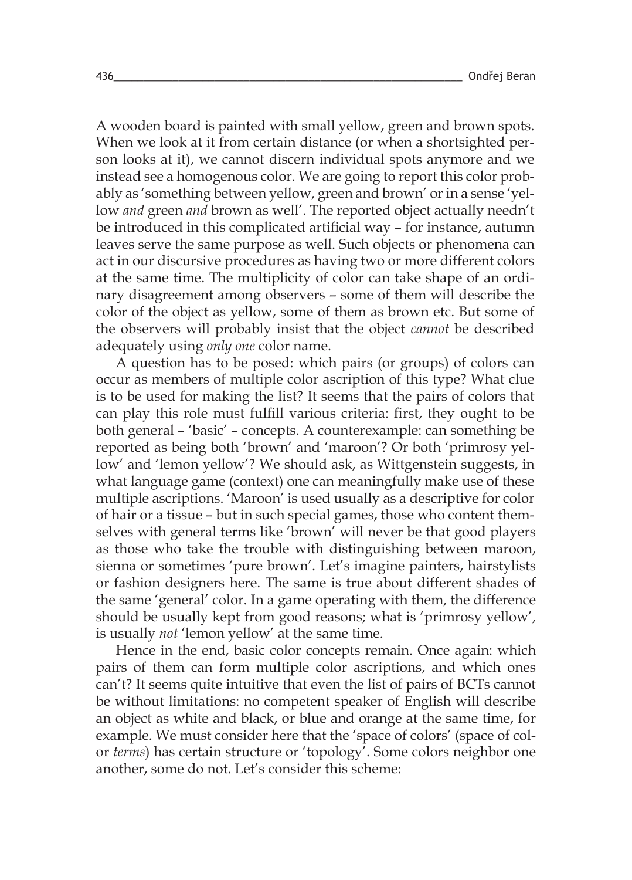A wooden board is painted with small yellow, green and brown spots. When we look at it from certain distance (or when a shortsighted person looks at it), we cannot discern individual spots anymore and we instead see a homogenous color. We are going to report this color probably as 'something between yellow, green and brown' or in a sense 'yellow *and* green *and* brown as well'. The reported object actually needn't be introduced in this complicated artificial way – for instance, autumn leaves serve the same purpose as well. Such objects or phenomena can act in our discursive procedures as having two or more different colors at the same time. The multiplicity of color can take shape of an ordinary disagreement among observers – some of them will describe the color of the object as yellow, some of them as brown etc. But some of the observers will probably insist that the object *cannot* be described adequately using *only one* color name.

A question has to be posed: which pairs (or groups) of colors can occur as members of multiple color ascription of this type? What clue is to be used for making the list? It seems that the pairs of colors that can play this role must fulfill various criteria: first, they ought to be both general – 'basic' – concepts. A counterexample: can something be reported as being both 'brown' and 'maroon'? Or both 'primrosy yellow' and 'lemon yellow'? We should ask, as Wittgenstein suggests, in what language game (context) one can meaningfully make use of these multiple ascriptions. 'Maroon' is used usually as a descriptive for color of hair or a tissue – but in such special games, those who content themselves with general terms like 'brown' will never be that good players as those who take the trouble with distinguishing between maroon, sienna or sometimes 'pure brown'. Let's imagine painters, hairstylists or fashion designers here. The same is true about different shades of the same 'general' color. In a game operating with them, the difference should be usually kept from good reasons; what is 'primrosy yellow', is usually *not* 'lemon yellow' at the same time.

Hence in the end, basic color concepts remain. Once again: which pairs of them can form multiple color ascriptions, and which ones can't? It seems quite intuitive that even the list of pairs of BCTs cannot be without limitations: no competent speaker of English will describe an object as white and black, or blue and orange at the same time, for example. We must consider here that the 'space of colors' (space of color *terms*) has certain structure or 'topology'. Some colors neighbor one another, some do not. Let's consider this scheme: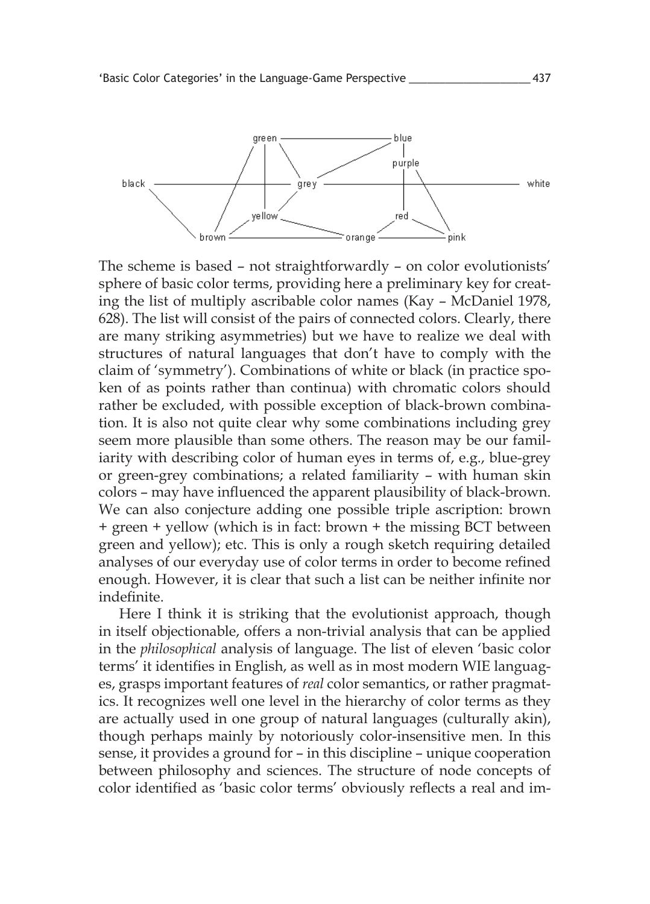The scheme is based – not straightforwardly – on color evolutionists' sphere of basic color terms, providing here a preliminary key for creating the list of multiply ascribable color names (Kay – McDaniel 1978, 628). The list will consist of the pairs of connected colors. Clearly, there are many striking asymmetries) but we have to realize we deal with structures of natural languages that don't have to comply with the claim of 'symmetry'). Combinations of white or black (in practice spoken of as points rather than continua) with chromatic colors should rather be excluded, with possible exception of black-brown combination. It is also not quite clear why some combinations including grey seem more plausible than some others. The reason may be our familiarity with describing color of human eyes in terms of, e.g., blue-grey or green-grey combinations; a related familiarity – with human skin colors – may have influenced the apparent plausibility of black-brown. We can also conjecture adding one possible triple ascription: brown + green + yellow (which is in fact: brown + the missing BCT between green and yellow); etc. This is only a rough sketch requiring detailed analyses of our everyday use of color terms in order to become refined enough. However, it is clear that such a list can be neither infinite nor indefinite.

Here I think it is striking that the evolutionist approach, though in itself objectionable, offers a non-trivial analysis that can be applied in the *philosophical* analysis of language. The list of eleven 'basic color terms' it identifies in English, as well as in most modern WIE languages, grasps important features of *real* color semantics, or rather pragmatics. It recognizes well one level in the hierarchy of color terms as they are actually used in one group of natural languages (culturally akin), though perhaps mainly by notoriously color-insensitive men. In this sense, it provides a ground for – in this discipline – unique cooperation between philosophy and sciences. The structure of node concepts of color identified as 'basic color terms' obviously reflects a real and im-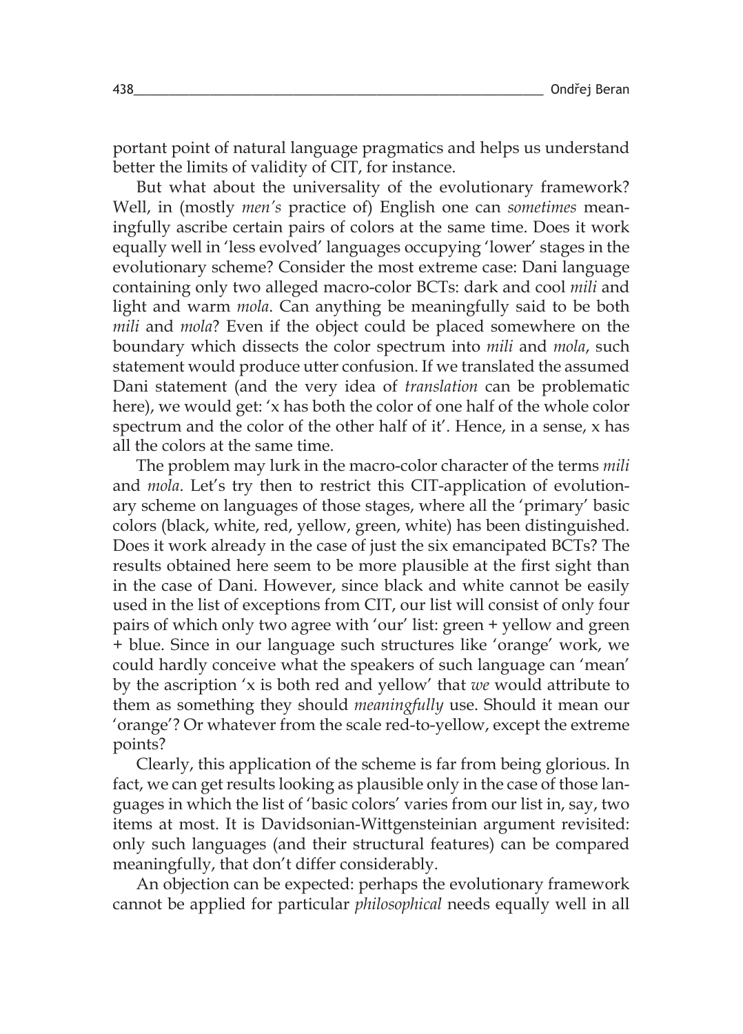portant point of natural language pragmatics and helps us understand better the limits of validity of CIT, for instance.

But what about the universality of the evolutionary framework? Well, in (mostly *men's* practice of) English one can *sometimes* meaningfully ascribe certain pairs of colors at the same time. Does it work equally well in 'less evolved' languages occupying 'lower' stages in the evolutionary scheme? Consider the most extreme case: Dani language containing only two alleged macro-color BCTs: dark and cool *mili* and light and warm *mola*. Can anything be meaningfully said to be both *mili* and *mola*? Even if the object could be placed somewhere on the boundary which dissects the color spectrum into *mili* and *mola*, such statement would produce utter confusion. If we translated the assumed Dani statement (and the very idea of *translation* can be problematic here), we would get: 'x has both the color of one half of the whole color spectrum and the color of the other half of it'. Hence, in a sense, x has all the colors at the same time.

The problem may lurk in the macro-color character of the terms *mili* and *mola*. Let's try then to restrict this CIT-application of evolutionary scheme on languages of those stages, where all the 'primary' basic colors (black, white, red, yellow, green, white) has been distinguished. Does it work already in the case of just the six emancipated BCTs? The results obtained here seem to be more plausible at the first sight than in the case of Dani. However, since black and white cannot be easily used in the list of exceptions from CIT, our list will consist of only four pairs of which only two agree with 'our' list: green + yellow and green + blue. Since in our language such structures like 'orange' work, we could hardly conceive what the speakers of such language can 'mean' by the ascription 'x is both red and yellow' that *we* would attribute to them as something they should *meaningfully* use. Should it mean our 'orange'? Or whatever from the scale red-to-yellow, except the extreme points?

Clearly, this application of the scheme is far from being glorious. In fact, we can get results looking as plausible only in the case of those languages in which the list of 'basic colors' varies from our list in, say, two items at most. It is Davidsonian-Wittgensteinian argument revisited: only such languages (and their structural features) can be compared meaningfully, that don't differ considerably.

An objection can be expected: perhaps the evolutionary framework cannot be applied for particular *philosophical* needs equally well in all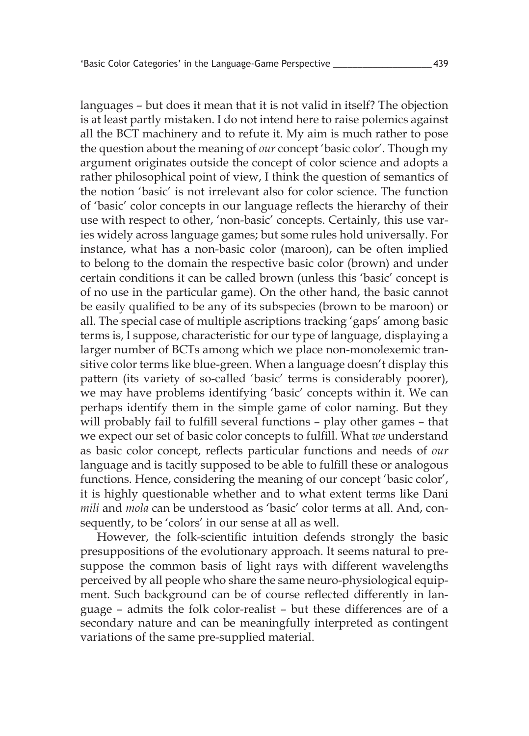languages – but does it mean that it is not valid in itself? The objection is at least partly mistaken. I do not intend here to raise polemics against all the BCT machinery and to refute it. My aim is much rather to pose the question about the meaning of *our* concept 'basic color'. Though my argument originates outside the concept of color science and adopts a rather philosophical point of view, I think the question of semantics of the notion 'basic' is not irrelevant also for color science. The function of 'basic' color concepts in our language reflects the hierarchy of their use with respect to other, 'non-basic' concepts. Certainly, this use varies widely across language games; but some rules hold universally. For instance, what has a non-basic color (maroon), can be often implied to belong to the domain the respective basic color (brown) and under certain conditions it can be called brown (unless this 'basic' concept is of no use in the particular game). On the other hand, the basic cannot be easily qualified to be any of its subspecies (brown to be maroon) or all. The special case of multiple ascriptions tracking 'gaps' among basic terms is, I suppose, characteristic for our type of language, displaying a larger number of BCTs among which we place non-monolexemic transitive color terms like blue-green. When a language doesn't display this pattern (its variety of so-called 'basic' terms is considerably poorer), we may have problems identifying 'basic' concepts within it. We can perhaps identify them in the simple game of color naming. But they will probably fail to fulfill several functions – play other games – that we expect our set of basic color concepts to fulfill. What *we* understand as basic color concept, reflects particular functions and needs of *our* language and is tacitly supposed to be able to fulfill these or analogous functions. Hence, considering the meaning of our concept 'basic color', it is highly questionable whether and to what extent terms like Dani *mili* and *mola* can be understood as 'basic' color terms at all. And, consequently, to be 'colors' in our sense at all as well.

However, the folk-scientific intuition defends strongly the basic presuppositions of the evolutionary approach. It seems natural to presuppose the common basis of light rays with different wavelengths perceived by all people who share the same neuro-physiological equipment. Such background can be of course reflected differently in language – admits the folk color-realist – but these differences are of a secondary nature and can be meaningfully interpreted as contingent variations of the same pre-supplied material.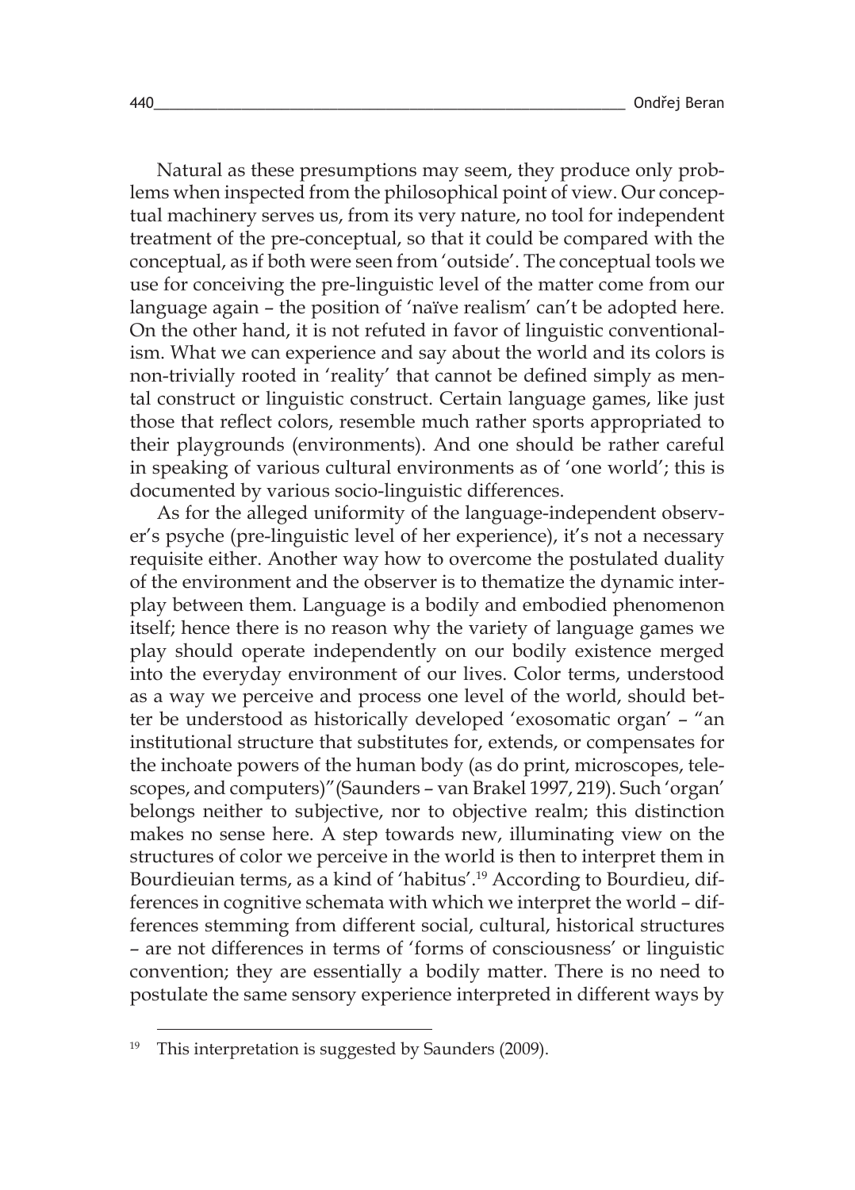Natural as these presumptions may seem, they produce only problems when inspected from the philosophical point of view. Our conceptual machinery serves us, from its very nature, no tool for independent treatment of the pre-conceptual, so that it could be compared with the conceptual, as if both were seen from 'outside'. The conceptual tools we use for conceiving the pre-linguistic level of the matter come from our language again – the position of 'naïve realism' can't be adopted here. On the other hand, it is not refuted in favor of linguistic conventionalism. What we can experience and say about the world and its colors is non-trivially rooted in 'reality' that cannot be defined simply as mental construct or linguistic construct. Certain language games, like just those that reflect colors, resemble much rather sports appropriated to their playgrounds (environments). And one should be rather careful in speaking of various cultural environments as of 'one world'; this is documented by various socio-linguistic differences.

As for the alleged uniformity of the language-independent observer's psyche (pre-linguistic level of her experience), it's not a necessary requisite either. Another way how to overcome the postulated duality of the environment and the observer is to thematize the dynamic interplay between them. Language is a bodily and embodied phenomenon itself; hence there is no reason why the variety of language games we play should operate independently on our bodily existence merged into the everyday environment of our lives. Color terms, understood as a way we perceive and process one level of the world, should better be understood as historically developed 'exosomatic organ' – "an institutional structure that substitutes for, extends, or compensates for the inchoate powers of the human body (as do print, microscopes, telescopes, and computers)"(Saunders – van Brakel 1997, 219). Such 'organ' belongs neither to subjective, nor to objective realm; this distinction makes no sense here. A step towards new, illuminating view on the structures of color we perceive in the world is then to interpret them in Bourdieuian terms, as a kind of 'habitus'.[19] According to Bourdieu, differences in cognitive schemata with which we interpret the world – differences stemming from different social, cultural, historical structures – are not differences in terms of 'forms of consciousness' or linguistic convention; they are essentially a bodily matter. There is no need to postulate the same sensory experience interpreted in different ways by

[19] This interpretation is suggested by Saunders (2009).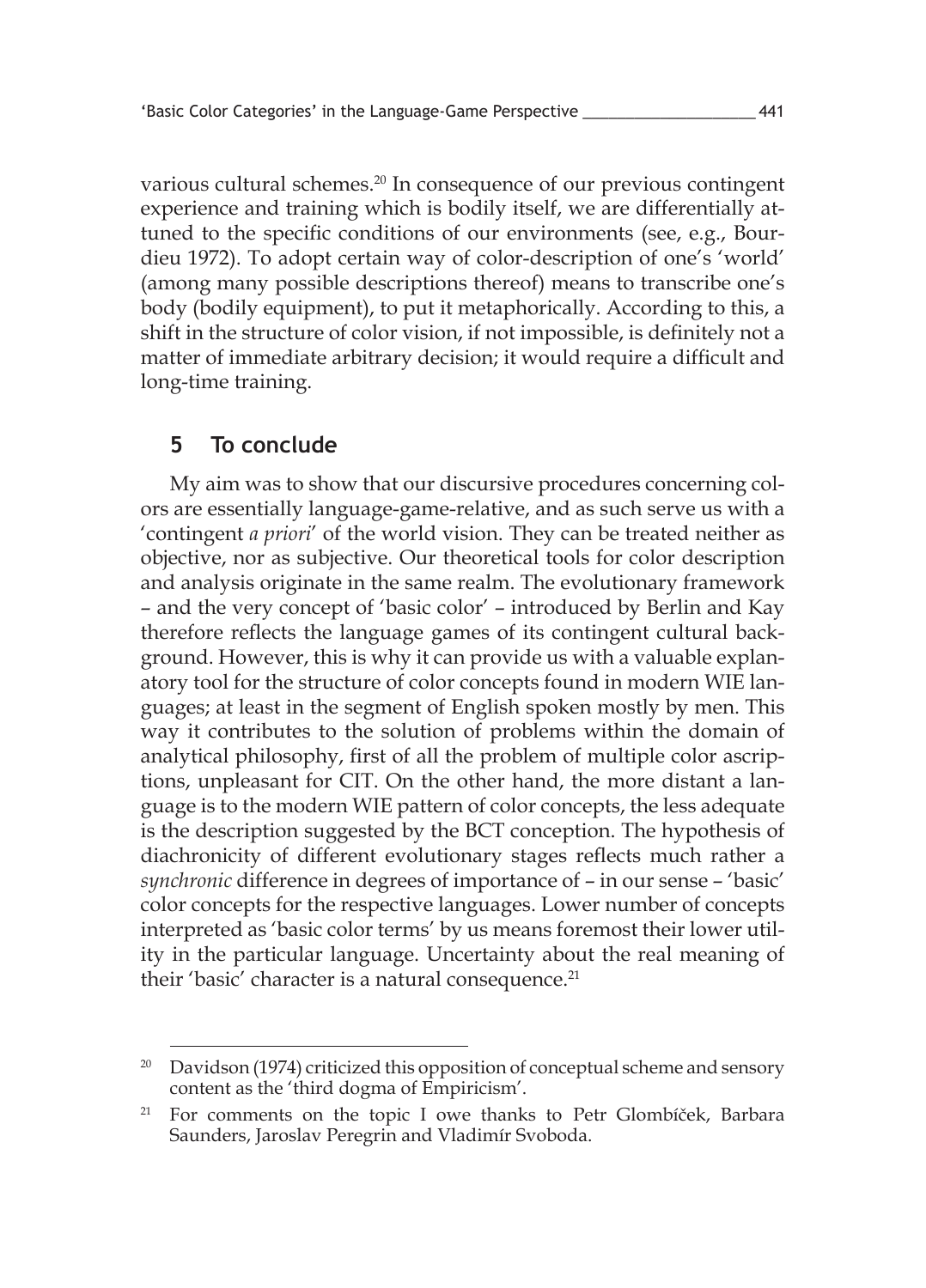various cultural schemes.[20] In consequence of our previous contingent experience and training which is bodily itself, we are differentially attuned to the specific conditions of our environments (see, e.g., Bourdieu 1972). To adopt certain way of color-description of one's 'world' (among many possible descriptions thereof) means to transcribe one's body (bodily equipment), to put it metaphorically. According to this, a shift in the structure of color vision, if not impossible, is definitely not a matter of immediate arbitrary decision; it would require a difficult and long-time training.

## 5 To conclude

My aim was to show that our discursive procedures concerning colors are essentially language-game-relative, and as such serve us with a 'contingent *a priori*' of the world vision. They can be treated neither as objective, nor as subjective. Our theoretical tools for color description and analysis originate in the same realm. The evolutionary framework – and the very concept of 'basic color' – introduced by Berlin and Kay therefore reflects the language games of its contingent cultural background. However, this is why it can provide us with a valuable explanatory tool for the structure of color concepts found in modern WIE languages; at least in the segment of English spoken mostly by men. This way it contributes to the solution of problems within the domain of analytical philosophy, first of all the problem of multiple color ascriptions, unpleasant for CIT. On the other hand, the more distant a language is to the modern WIE pattern of color concepts, the less adequate is the description suggested by the BCT conception. The hypothesis of diachronicity of different evolutionary stages reflects much rather a *synchronic* difference in degrees of importance of – in our sense – 'basic' color concepts for the respective languages. Lower number of concepts interpreted as 'basic color terms' by us means foremost their lower utility in the particular language. Uncertainty about the real meaning of their 'basic' character is a natural consequence.[21]

---

[20] Davidson (1974) criticized this opposition of conceptual scheme and sensory content as the 'third dogma of Empiricism'.

[21] For comments on the topic I owe thanks to Petr Glombíček, Barbara Saunders, Jaroslav Peregrin and Vladimír Svoboda.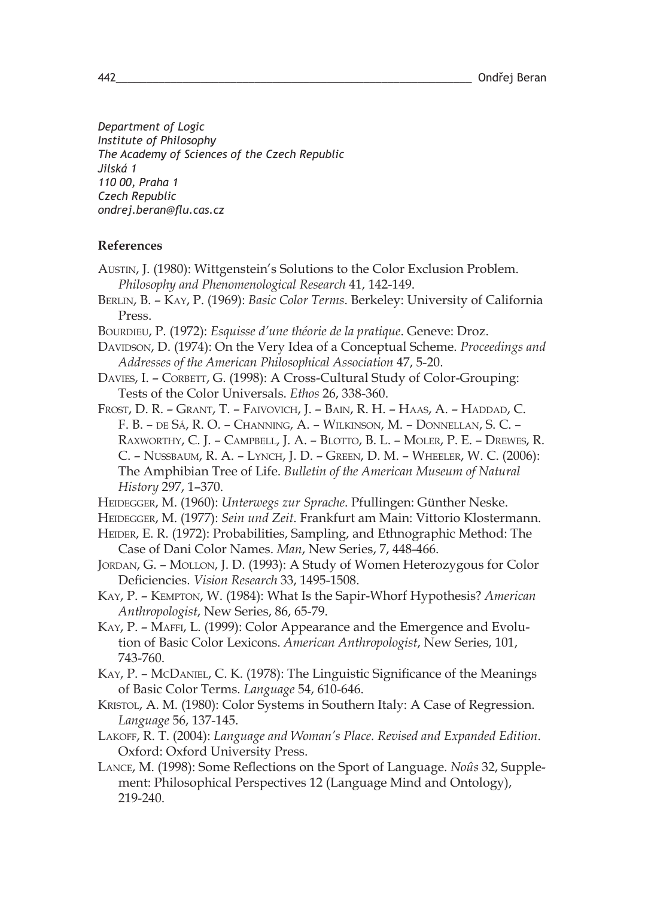*Department of Logic*
*Institute of Philosophy*
*The Academy of Sciences of the Czech Republic*
*Jilská 1*
*110 00, Praha 1*
*Czech Republic*
*ondrej.beran@flu.cas.cz*

**References**

Austin, J. (1980): Wittgenstein's Solutions to the Color Exclusion Problem. *Philosophy and Phenomenological Research* 41, 142-149.

Berlin, B. – Kay, P. (1969): *Basic Color Terms*. Berkeley: University of California Press.

Bourdieu, P. (1972): *Esquisse d'une théorie de la pratique*. Geneve: Droz.

Davidson, D. (1974): On the Very Idea of a Conceptual Scheme. *Proceedings and Addresses of the American Philosophical Association* 47, 5-20.

Davies, I. – Corbett, G. (1998): A Cross-Cultural Study of Color-Grouping: Tests of the Color Universals. *Ethos* 26, 338-360.

Frost, D. R. – Grant, T. – Faivovich, J. – Bain, R. H. – Haas, A. – Haddad, C. F. B. – de Sá, R. O. – Channing, A. – Wilkinson, M. – Donnellan, S. C. – Raxworthy, C. J. – Campbell, J. A. – Blotto, B. L. – Moler, P. E. – Drewes, R. C. – Nussbaum, R. A. – Lynch, J. D. – Green, D. M. – Wheeler, W. C. (2006): The Amphibian Tree of Life. *Bulletin of the American Museum of Natural History* 297, 1–370.

Heidegger, M. (1960): *Unterwegs zur Sprache*. Pfullingen: Günther Neske.

Heidegger, M. (1977): *Sein und Zeit*. Frankfurt am Main: Vittorio Klostermann.

Heider, E. R. (1972): Probabilities, Sampling, and Ethnographic Method: The Case of Dani Color Names. *Man*, New Series, 7, 448-466.

Jordan, G. – Mollon, J. D. (1993): A Study of Women Heterozygous for Color Deficiencies. *Vision Research* 33, 1495-1508.

Kay, P. – Kempton, W. (1984): What Is the Sapir-Whorf Hypothesis? *American Anthropologist*, New Series, 86, 65-79.

Kay, P. – Maffi, L. (1999): Color Appearance and the Emergence and Evolution of Basic Color Lexicons. *American Anthropologist*, New Series, 101, 743-760.

Kay, P. – McDaniel, C. K. (1978): The Linguistic Significance of the Meanings of Basic Color Terms. *Language* 54, 610-646.

Kristol, A. M. (1980): Color Systems in Southern Italy: A Case of Regression. *Language* 56, 137-145.

Lakoff, R. T. (2004): *Language and Woman's Place. Revised and Expanded Edition*. Oxford: Oxford University Press.

Lance, M. (1998): Some Reflections on the Sport of Language. *Noûs* 32, Supplement: Philosophical Perspectives 12 (Language Mind and Ontology), 219-240.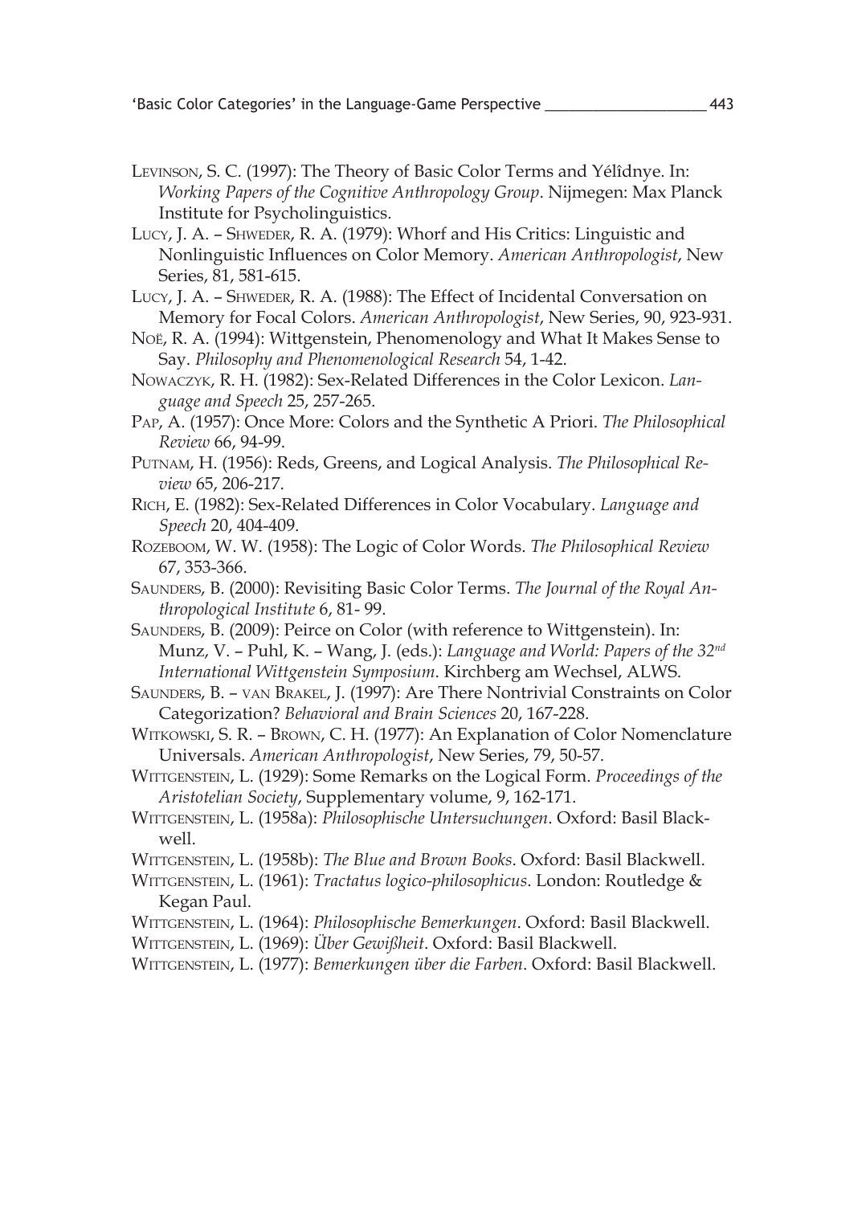Levinson, S. C. (1997): The Theory of Basic Color Terms and Yélîdnye. In: *Working Papers of the Cognitive Anthropology Group*. Nijmegen: Max Planck Institute for Psycholinguistics.

Lucy, J. A. – Shweder, R. A. (1979): Whorf and His Critics: Linguistic and Nonlinguistic Influences on Color Memory. *American Anthropologist*, New Series, 81, 581-615.

Lucy, J. A. – Shweder, R. A. (1988): The Effect of Incidental Conversation on Memory for Focal Colors. *American Anthropologist*, New Series, 90, 923-931.

Noë, R. A. (1994): Wittgenstein, Phenomenology and What It Makes Sense to Say. *Philosophy and Phenomenological Research* 54, 1-42.

Nowaczyk, R. H. (1982): Sex-Related Differences in the Color Lexicon. *Language and Speech* 25, 257-265.

Pap, A. (1957): Once More: Colors and the Synthetic A Priori. *The Philosophical Review* 66, 94-99.

Putnam, H. (1956): Reds, Greens, and Logical Analysis. *The Philosophical Review* 65, 206-217.

Rich, E. (1982): Sex-Related Differences in Color Vocabulary. *Language and Speech* 20, 404-409.

Rozeboom, W. W. (1958): The Logic of Color Words. *The Philosophical Review* 67, 353-366.

Saunders, B. (2000): Revisiting Basic Color Terms. *The Journal of the Royal Anthropological Institute* 6, 81- 99.

Saunders, B. (2009): Peirce on Color (with reference to Wittgenstein). In: Munz, V. – Puhl, K. – Wang, J. (eds.): *Language and World: Papers of the 32nd International Wittgenstein Symposium*. Kirchberg am Wechsel, ALWS.

Saunders, B. – van Brakel, J. (1997): Are There Nontrivial Constraints on Color Categorization? *Behavioral and Brain Sciences* 20, 167-228.

Witkowski, S. R. – Brown, C. H. (1977): An Explanation of Color Nomenclature Universals. *American Anthropologist*, New Series, 79, 50-57.

Wittgenstein, L. (1929): Some Remarks on the Logical Form. *Proceedings of the Aristotelian Society*, Supplementary volume, 9, 162-171.

Wittgenstein, L. (1958a): *Philosophische Untersuchungen*. Oxford: Basil Blackwell.

Wittgenstein, L. (1958b): *The Blue and Brown Books*. Oxford: Basil Blackwell.

Wittgenstein, L. (1961): *Tractatus logico-philosophicus*. London: Routledge & Kegan Paul.

Wittgenstein, L. (1964): *Philosophische Bemerkungen*. Oxford: Basil Blackwell.

Wittgenstein, L. (1969): *Über Gewißheit*. Oxford: Basil Blackwell.

Wittgenstein, L. (1977): *Bemerkungen über die Farben*. Oxford: Basil Blackwell.